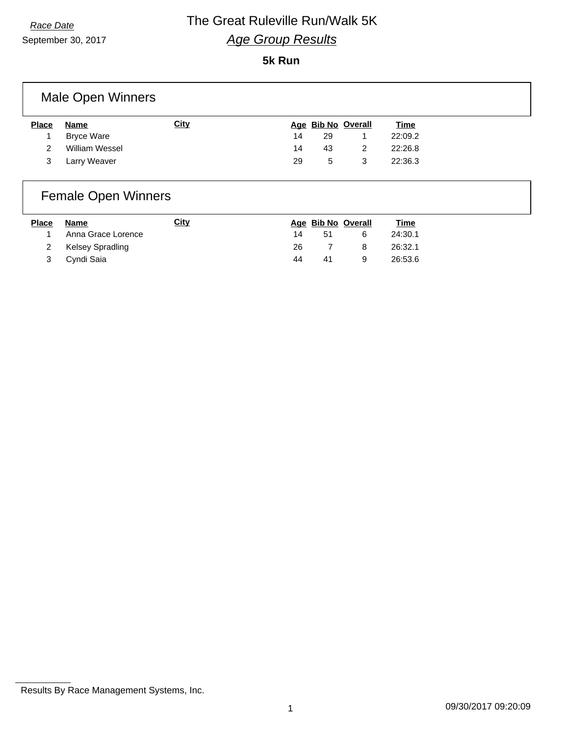*Race Date*
September 30, 2017

# The Great Ruleville Run/Walk 5K

## *Age Group Results*

**5k Run**

### Male Open Winners

| Place | Name | City | Age | Bib No | Overall | Time |
|---|---|---|---|---|---|---|
| 1 | Bryce Ware | | 14 | 29 | 1 | 22:09.2 |
| 2 | William Wessel | | 14 | 43 | 2 | 22:26.8 |
| 3 | Larry Weaver | | 29 | 5 | 3 | 22:36.3 |

### Female Open Winners

| Place | Name | City | Age | Bib No | Overall | Time |
|---|---|---|---|---|---|---|
| 1 | Anna Grace Lorence | | 14 | 51 | 6 | 24:30.1 |
| 2 | Kelsey Spradling | | 26 | 7 | 8 | 26:32.1 |
| 3 | Cyndi Saia | | 44 | 41 | 9 | 26:53.6 |

Results By Race Management Systems, Inc.

09/30/2017 09:20:09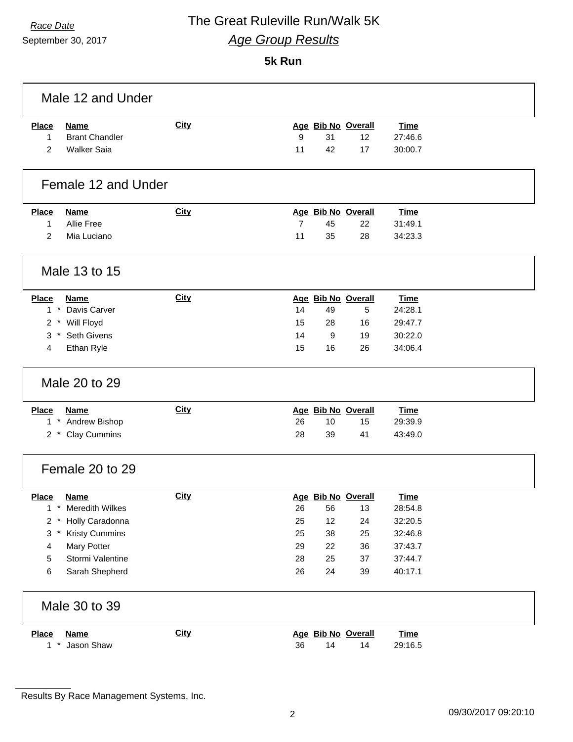Race Date

September 30, 2017

# The Great Ruleville Run/Walk 5K

## *Age Group Results*

### 5k Run

### Male 12 and Under

| Place | Name | City | Age | Bib No | Overall | Time |
|---|---|---|---|---|---|---|
| 1 | Brant Chandler | | 9 | 31 | 12 | 27:46.6 |
| 2 | Walker Saia | | 11 | 42 | 17 | 30:00.7 |

### Female 12 and Under

| Place | Name | City | Age | Bib No | Overall | Time |
|---|---|---|---|---|---|---|
| 1 | Allie Free | | 7 | 45 | 22 | 31:49.1 |
| 2 | Mia Luciano | | 11 | 35 | 28 | 34:23.3 |

### Male 13 to 15

| Place | Name | City | Age | Bib No | Overall | Time |
|---|---|---|---|---|---|---|
| 1 * | Davis Carver | | 14 | 49 | 5 | 24:28.1 |
| 2 * | Will Floyd | | 15 | 28 | 16 | 29:47.7 |
| 3 * | Seth Givens | | 14 | 9 | 19 | 30:22.0 |
| 4 | Ethan Ryle | | 15 | 16 | 26 | 34:06.4 |

### Male 20 to 29

| Place | Name | City | Age | Bib No | Overall | Time |
|---|---|---|---|---|---|---|
| 1 * | Andrew Bishop | | 26 | 10 | 15 | 29:39.9 |
| 2 * | Clay Cummins | | 28 | 39 | 41 | 43:49.0 |

### Female 20 to 29

| Place | Name | City | Age | Bib No | Overall | Time |
|---|---|---|---|---|---|---|
| 1 * | Meredith Wilkes | | 26 | 56 | 13 | 28:54.8 |
| 2 * | Holly Caradonna | | 25 | 12 | 24 | 32:20.5 |
| 3 * | Kristy Cummins | | 25 | 38 | 25 | 32:46.8 |
| 4 | Mary Potter | | 29 | 22 | 36 | 37:43.7 |
| 5 | Stormi Valentine | | 28 | 25 | 37 | 37:44.7 |
| 6 | Sarah Shepherd | | 26 | 24 | 39 | 40:17.1 |

### Male 30 to 39

| Place | Name | City | Age | Bib No | Overall | Time |
|---|---|---|---|---|---|---|
| 1 * | Jason Shaw | | 36 | 14 | 14 | 29:16.5 |

Results By Race Management Systems, Inc.

09/30/2017 09:20:10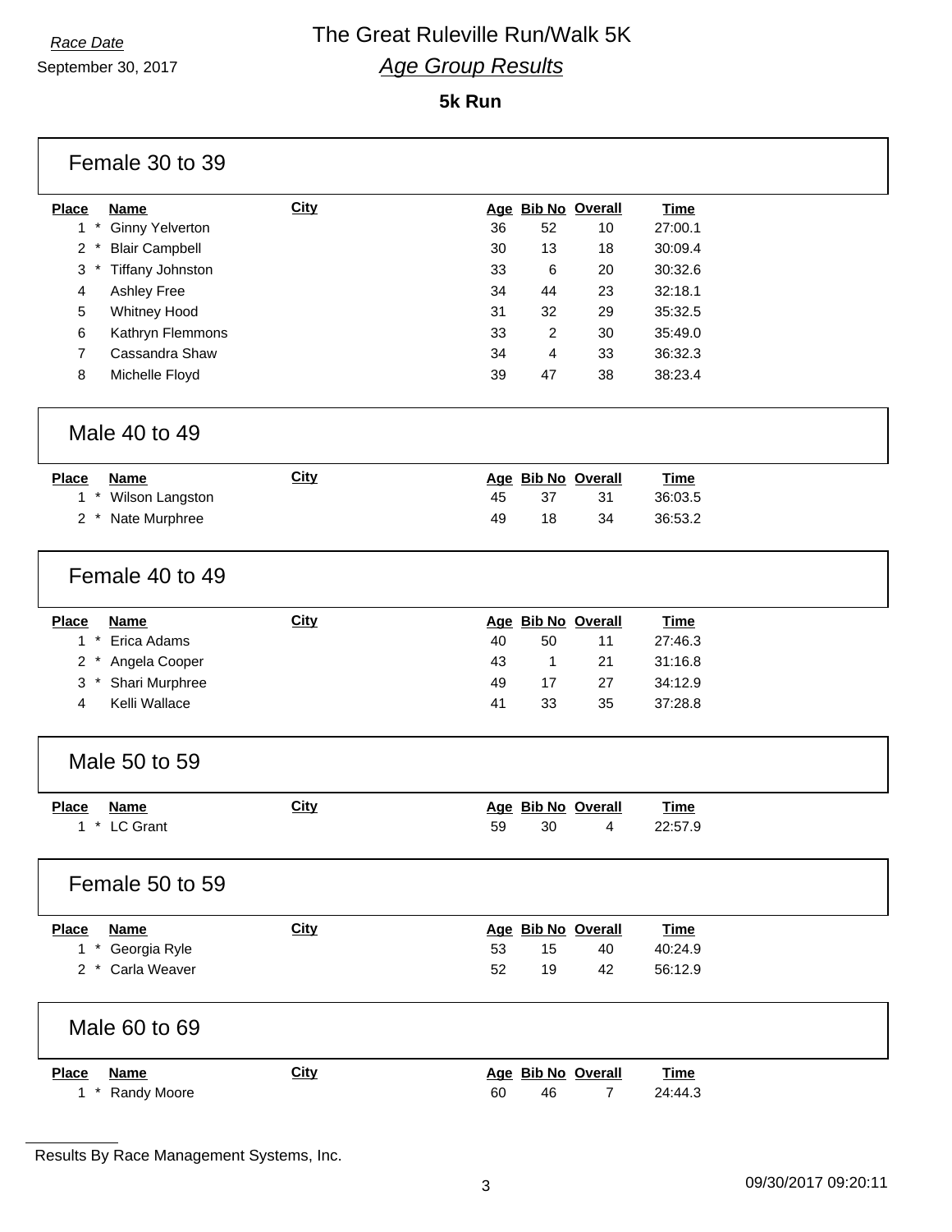*Race Date*

September 30, 2017

# The Great Ruleville Run/Walk 5K

## *Age Group Results*

### 5k Run

#### Female 30 to 39

| Place | | Name | City | Age | Bib No | Overall | Time |
|---|---|---|---|---|---|---|---|
| 1 | * | Ginny Yelverton | | 36 | 52 | 10 | 27:00.1 |
| 2 | * | Blair Campbell | | 30 | 13 | 18 | 30:09.4 |
| 3 | * | Tiffany Johnston | | 33 | 6 | 20 | 30:32.6 |
| 4 | | Ashley Free | | 34 | 44 | 23 | 32:18.1 |
| 5 | | Whitney Hood | | 31 | 32 | 29 | 35:32.5 |
| 6 | | Kathryn Flemmons | | 33 | 2 | 30 | 35:49.0 |
| 7 | | Cassandra Shaw | | 34 | 4 | 33 | 36:32.3 |
| 8 | | Michelle Floyd | | 39 | 47 | 38 | 38:23.4 |

#### Male 40 to 49

| Place | | Name | City | Age | Bib No | Overall | Time |
|---|---|---|---|---|---|---|---|
| 1 | * | Wilson Langston | | 45 | 37 | 31 | 36:03.5 |
| 2 | * | Nate Murphree | | 49 | 18 | 34 | 36:53.2 |

#### Female 40 to 49

| Place | | Name | City | Age | Bib No | Overall | Time |
|---|---|---|---|---|---|---|---|
| 1 | * | Erica Adams | | 40 | 50 | 11 | 27:46.3 |
| 2 | * | Angela Cooper | | 43 | 1 | 21 | 31:16.8 |
| 3 | * | Shari Murphree | | 49 | 17 | 27 | 34:12.9 |
| 4 | | Kelli Wallace | | 41 | 33 | 35 | 37:28.8 |

#### Male 50 to 59

| Place | | Name | City | Age | Bib No | Overall | Time |
|---|---|---|---|---|---|---|---|
| 1 | * | LC Grant | | 59 | 30 | 4 | 22:57.9 |

#### Female 50 to 59

| Place | | Name | City | Age | Bib No | Overall | Time |
|---|---|---|---|---|---|---|---|
| 1 | * | Georgia Ryle | | 53 | 15 | 40 | 40:24.9 |
| 2 | * | Carla Weaver | | 52 | 19 | 42 | 56:12.9 |

#### Male 60 to 69

| Place | | Name | City | Age | Bib No | Overall | Time |
|---|---|---|---|---|---|---|---|
| 1 | * | Randy Moore | | 60 | 46 | 7 | 24:44.3 |

Results By Race Management Systems, Inc.

09/30/2017 09:20:11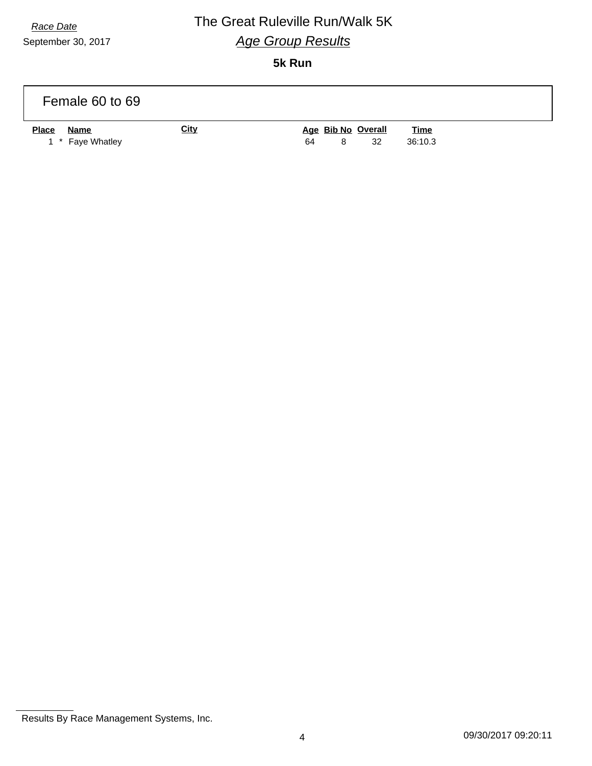*Race Date*
September 30, 2017

# The Great Ruleville Run/Walk 5K

## *Age Group Results*

**5k Run**

### Female 60 to 69

| Place | Name | City | Age | Bib No | Overall | Time |
|---|---|---|---|---|---|---|
| 1 * | Faye Whatley | | 64 | 8 | 32 | 36:10.3 |

Results By Race Management Systems, Inc.

09/30/2017 09:20:11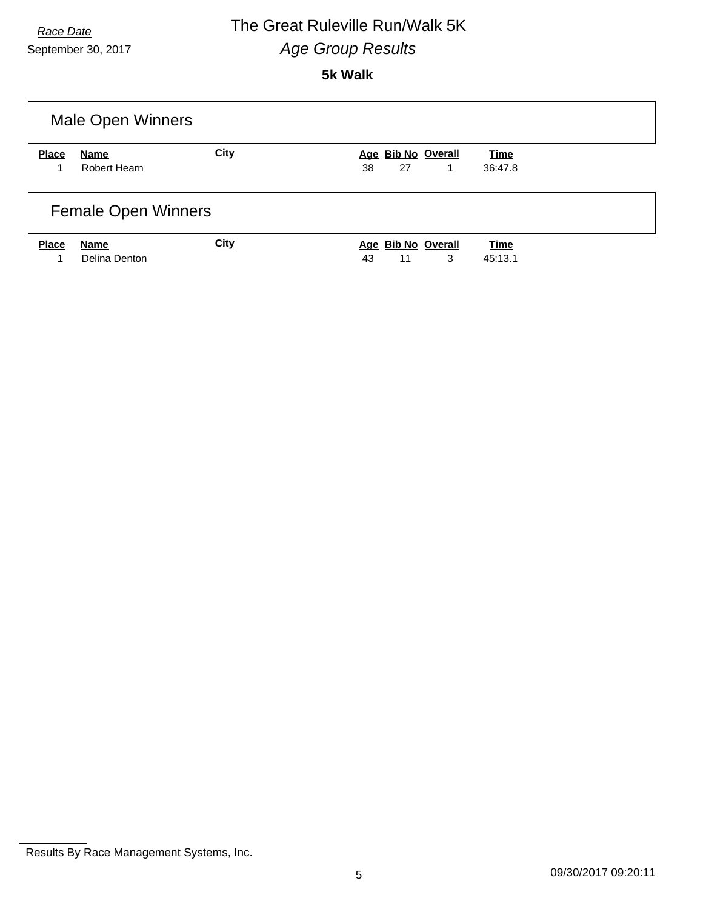*Race Date*

September 30, 2017

# The Great Ruleville Run/Walk 5K

## *Age Group Results*

### 5k Walk

## Male Open Winners

| Place | Name | City | Age | Bib No | Overall | Time |
|---|---|---|---|---|---|---|
| 1 | Robert Hearn | | 38 | 27 | 1 | 36:47.8 |

## Female Open Winners

| Place | Name | City | Age | Bib No | Overall | Time |
|---|---|---|---|---|---|---|
| 1 | Delina Denton | | 43 | 11 | 3 | 45:13.1 |

Results By Race Management Systems, Inc.

09/30/2017 09:20:11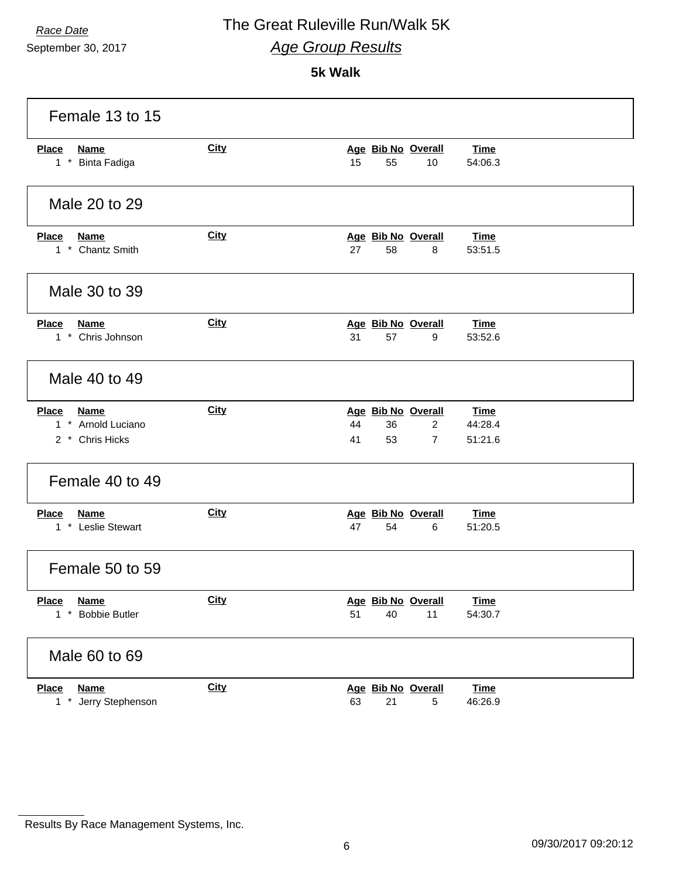*Race Date*

September 30, 2017

# The Great Ruleville Run/Walk 5K

## *Age Group Results*

**5k Walk**

### Female 13 to 15

| Place | Name | City | Age | Bib No | Overall | Time |
|---|---|---|---|---|---|---|
| 1 * | Binta Fadiga | | 15 | 55 | 10 | 54:06.3 |

### Male 20 to 29

| Place | Name | City | Age | Bib No | Overall | Time |
|---|---|---|---|---|---|---|
| 1 * | Chantz Smith | | 27 | 58 | 8 | 53:51.5 |

### Male 30 to 39

| Place | Name | City | Age | Bib No | Overall | Time |
|---|---|---|---|---|---|---|
| 1 * | Chris Johnson | | 31 | 57 | 9 | 53:52.6 |

### Male 40 to 49

| Place | Name | City | Age | Bib No | Overall | Time |
|---|---|---|---|---|---|---|
| 1 * | Arnold Luciano | | 44 | 36 | 2 | 44:28.4 |
| 2 * | Chris Hicks | | 41 | 53 | 7 | 51:21.6 |

### Female 40 to 49

| Place | Name | City | Age | Bib No | Overall | Time |
|---|---|---|---|---|---|---|
| 1 * | Leslie Stewart | | 47 | 54 | 6 | 51:20.5 |

### Female 50 to 59

| Place | Name | City | Age | Bib No | Overall | Time |
|---|---|---|---|---|---|---|
| 1 * | Bobbie Butler | | 51 | 40 | 11 | 54:30.7 |

### Male 60 to 69

| Place | Name | City | Age | Bib No | Overall | Time |
|---|---|---|---|---|---|---|
| 1 * | Jerry Stephenson | | 63 | 21 | 5 | 46:26.9 |

Results By Race Management Systems, Inc.

09/30/2017 09:20:12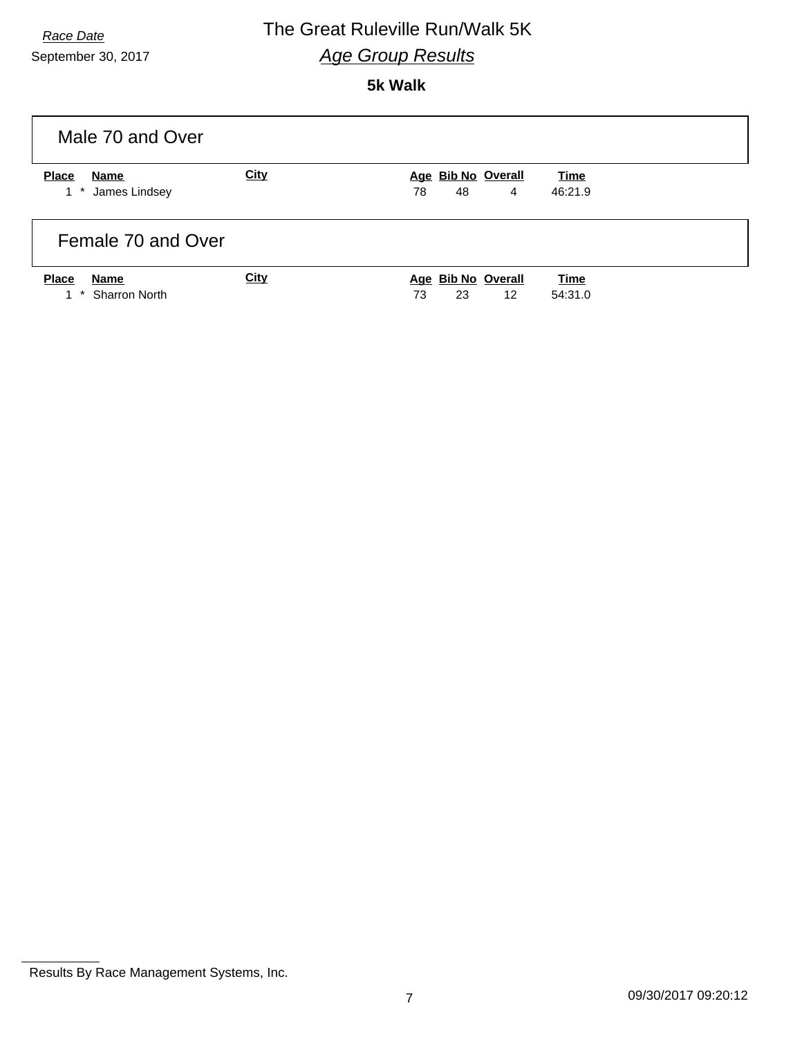*Race Date*

September 30, 2017

# The Great Ruleville Run/Walk 5K

## *Age Group Results*

**5k Walk**

### Male 70 and Over

| Place | | Name | City | Age | Bib No | Overall | Time |
|---|---|---|---|---|---|---|---|
| 1 | * | James Lindsey | | 78 | 48 | 4 | 46:21.9 |

### Female 70 and Over

| Place | | Name | City | Age | Bib No | Overall | Time |
|---|---|---|---|---|---|---|---|
| 1 | * | Sharron North | | 73 | 23 | 12 | 54:31.0 |

Results By Race Management Systems, Inc.

09/30/2017 09:20:12